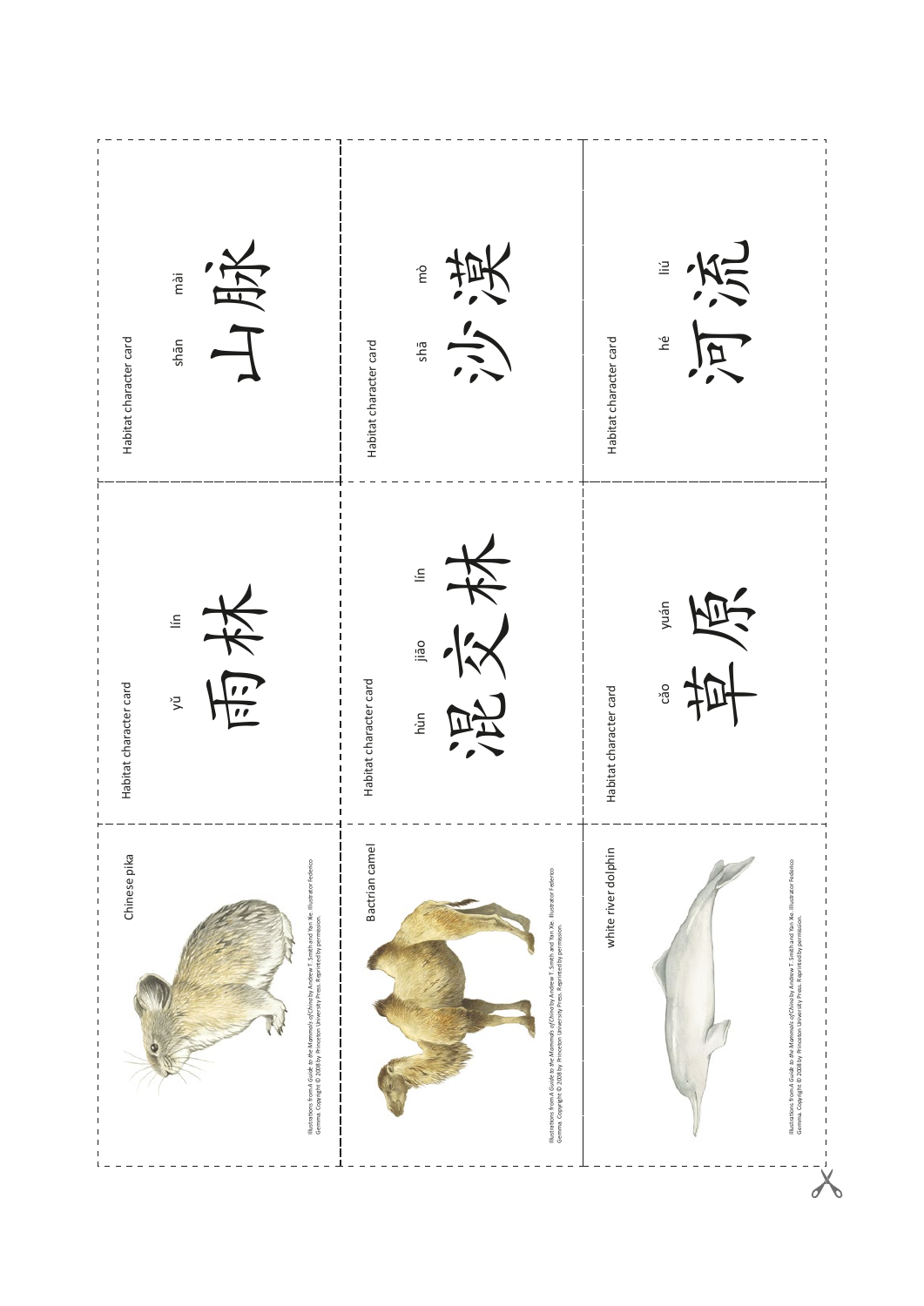Chinese pika

Illustrations from *A Guide to the Mammals of China* by Andrew T. Smith and Yan Xie. Illustrator Federico Gemma. Copyright © 2008 by Princeton University Press. Reprinted by permission.

Habitat character card

yǔ lín

雨林

Habitat character card

shān mài

山脉

Bactrian camel

Illustrations from *A Guide to the Mammals of China* by Andrew T. Smith and Yan Xie. Illustrator Federico Gemma. Copyright © 2008 by Princeton University Press. Reprinted by permission.

Habitat character card

hùn jiāo lín

混交林

Habitat character card

shā mò

沙漠

white river dolphin

Illustrations from *A Guide to the Mammals of China* by Andrew T. Smith and Yan Xie. Illustrator Federico Gemma. Copyright © 2008 by Princeton University Press. Reprinted by permission.

Habitat character card

cǎo yuán

草原

Habitat character card

hé liú

河流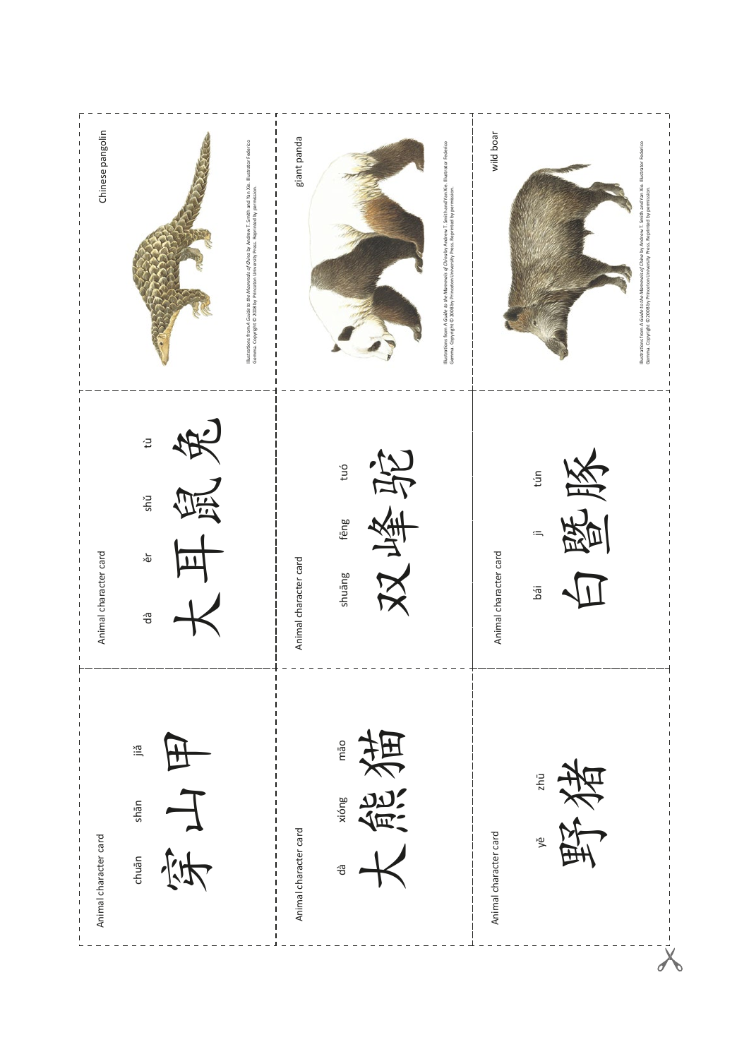Animal character card

chuān shān jiǎ

穿山甲

Animal character card

dà ěr shǔ tù

大耳鼠兔

Chinese pangolin

Illustrations from *A Guide to the Mammals of China* by Andrew T. Smith and Yan Xie. Illustrator Federico Gemma. Copyright © 2008 by Princeton University Press. Reprinted by permission.

Animal character card

dà xióng māo

大熊猫

Animal character card

shuāng fēng tuó

双峰驼

giant panda

Illustrations from *A Guide to the Mammals of China* by Andrew T. Smith and Yan Xie. Illustrator Federico Gemma. Copyright © 2008 by Princeton University Press. Reprinted by permission.

Animal character card

yě zhū

野猪

Animal character card

bái jì tún

白暨豚

wild boar

Illustrations from *A Guide to the Mammals of China* by Andrew T. Smith and Yan Xie. Illustrator Federico Gemma. Copyright © 2008 by Princeton University Press. Reprinted by permission.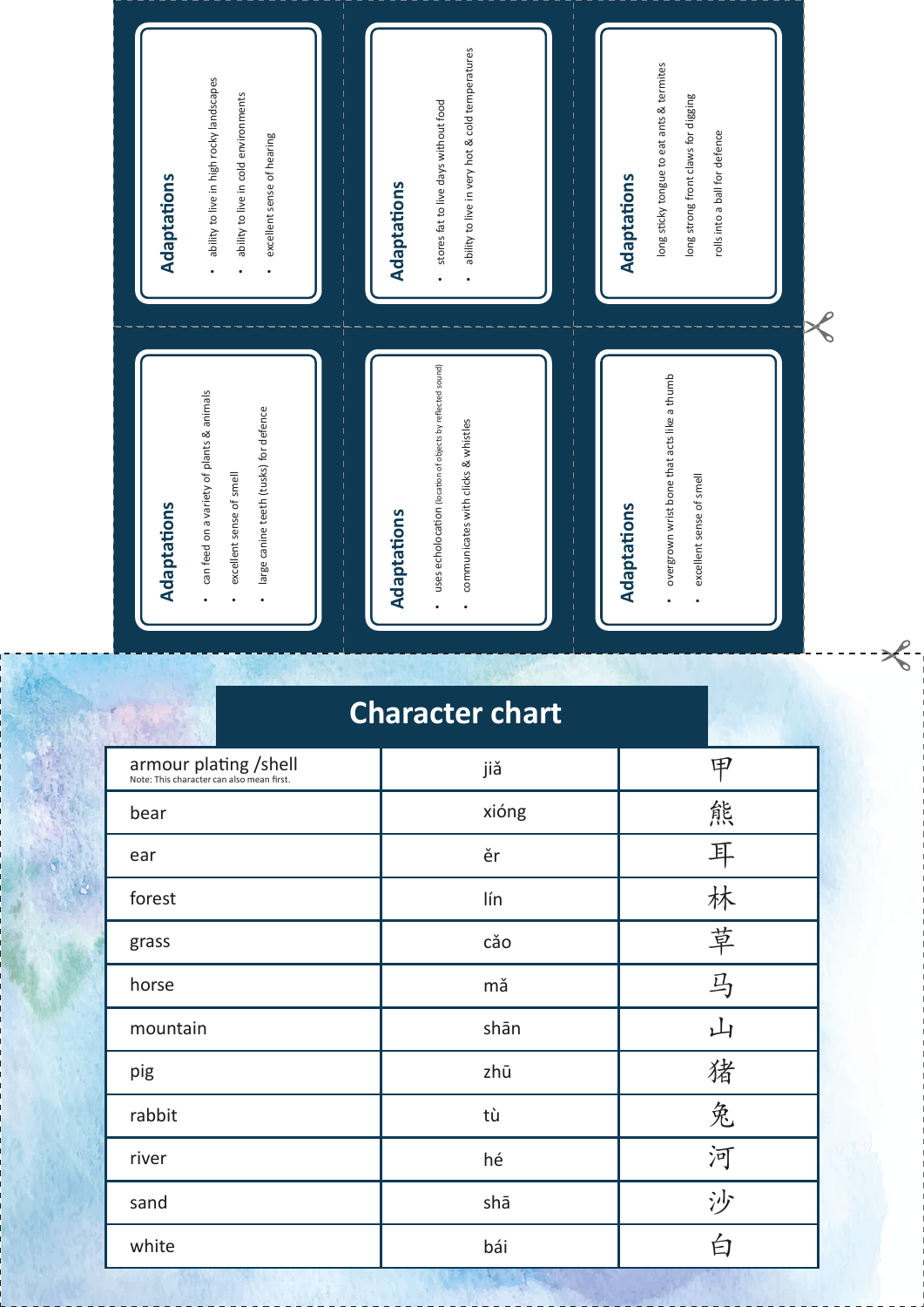## Adaptations

- ability to live in high rocky landscapes
- ability to live in cold environments
- excellent sense of hearing

## Adaptations

- stores fat to live days without food
- ability to live in very hot & cold temperatures

## Adaptations

long sticky tongue to eat ants & termites

long strong front claws for digging

rolls into a ball for defence

## Adaptations

- can feed on a variety of plants & animals
- excellent sense of smell
- large canine teeth (tusks) for defence

## Adaptations

- uses echolocation (location of objects by reflected sound)
- communicates with clicks & whistles

## Adaptations

- overgrown wrist bone that acts like a thumb
- excellent sense of smell

## Character chart

| | | |
|---|---|---|
| armour plating /shell<br>Note: This character can also mean first. | jiǎ | 甲 |
| bear | xióng | 熊 |
| ear | ěr | 耳 |
| forest | lín | 林 |
| grass | cǎo | 草 |
| horse | mǎ | 马 |
| mountain | shān | 山 |
| pig | zhū | 猪 |
| rabbit | tù | 兔 |
| river | hé | 河 |
| sand | shā | 沙 |
| white | bái | 白 |